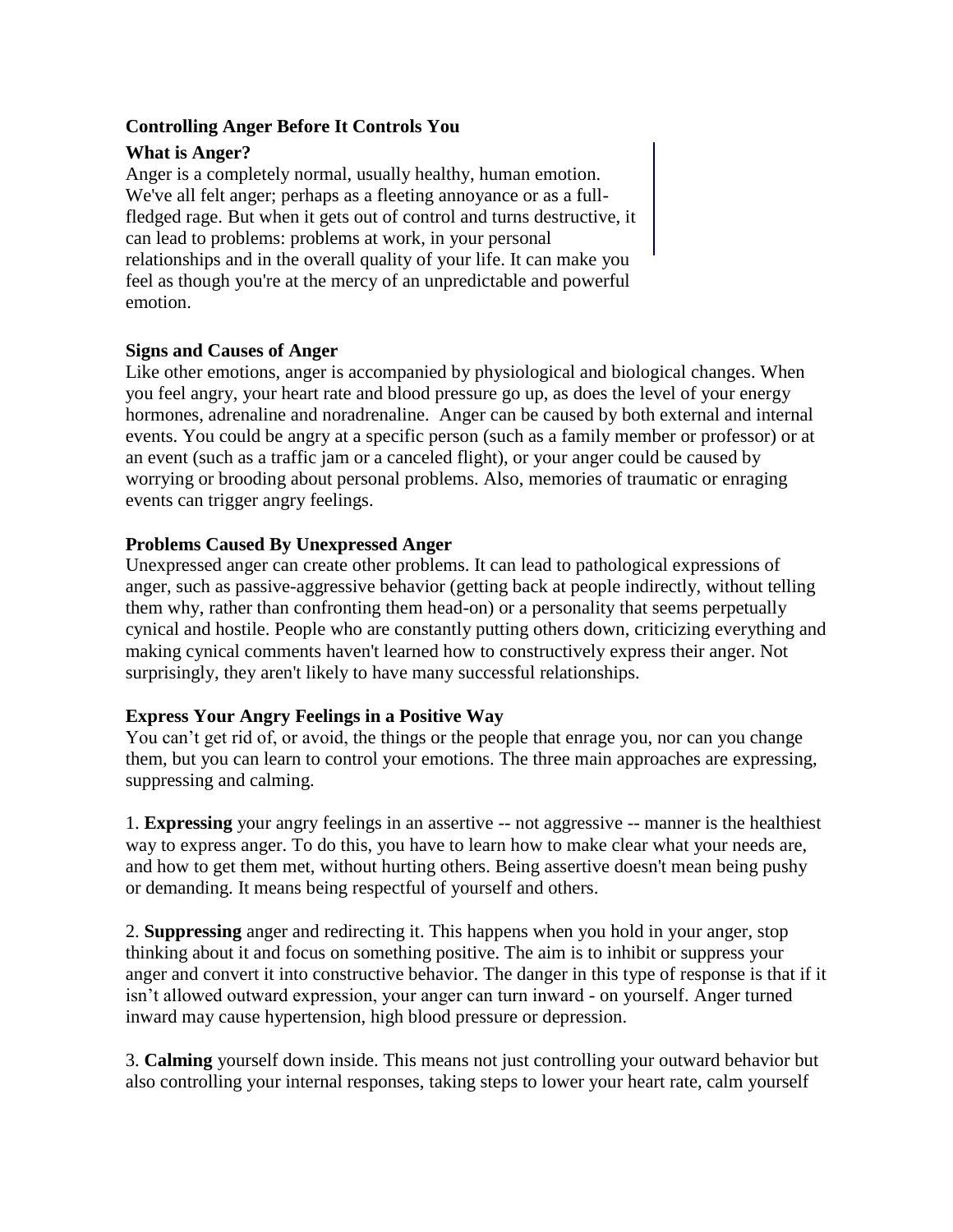# Controlling Anger Before It Controls You

## What is Anger?

Anger is a completely normal, usually healthy, human emotion. We've all felt anger; perhaps as a fleeting annoyance or as a full-fledged rage. But when it gets out of control and turns destructive, it can lead to problems: problems at work, in your personal relationships and in the overall quality of your life. It can make you feel as though you're at the mercy of an unpredictable and powerful emotion.

## Signs and Causes of Anger

Like other emotions, anger is accompanied by physiological and biological changes. When you feel angry, your heart rate and blood pressure go up, as does the level of your energy hormones, adrenaline and noradrenaline. Anger can be caused by both external and internal events. You could be angry at a specific person (such as a family member or professor) or at an event (such as a traffic jam or a canceled flight), or your anger could be caused by worrying or brooding about personal problems. Also, memories of traumatic or enraging events can trigger angry feelings.

## Problems Caused By Unexpressed Anger

Unexpressed anger can create other problems. It can lead to pathological expressions of anger, such as passive-aggressive behavior (getting back at people indirectly, without telling them why, rather than confronting them head-on) or a personality that seems perpetually cynical and hostile. People who are constantly putting others down, criticizing everything and making cynical comments haven't learned how to constructively express their anger. Not surprisingly, they aren't likely to have many successful relationships.

## Express Your Angry Feelings in a Positive Way

You can't get rid of, or avoid, the things or the people that enrage you, nor can you change them, but you can learn to control your emotions. The three main approaches are expressing, suppressing and calming.

1. **Expressing** your angry feelings in an assertive -- not aggressive -- manner is the healthiest way to express anger. To do this, you have to learn how to make clear what your needs are, and how to get them met, without hurting others. Being assertive doesn't mean being pushy or demanding. It means being respectful of yourself and others.

2. **Suppressing** anger and redirecting it. This happens when you hold in your anger, stop thinking about it and focus on something positive. The aim is to inhibit or suppress your anger and convert it into constructive behavior. The danger in this type of response is that if it isn't allowed outward expression, your anger can turn inward - on yourself. Anger turned inward may cause hypertension, high blood pressure or depression.

3. **Calming** yourself down inside. This means not just controlling your outward behavior but also controlling your internal responses, taking steps to lower your heart rate, calm yourself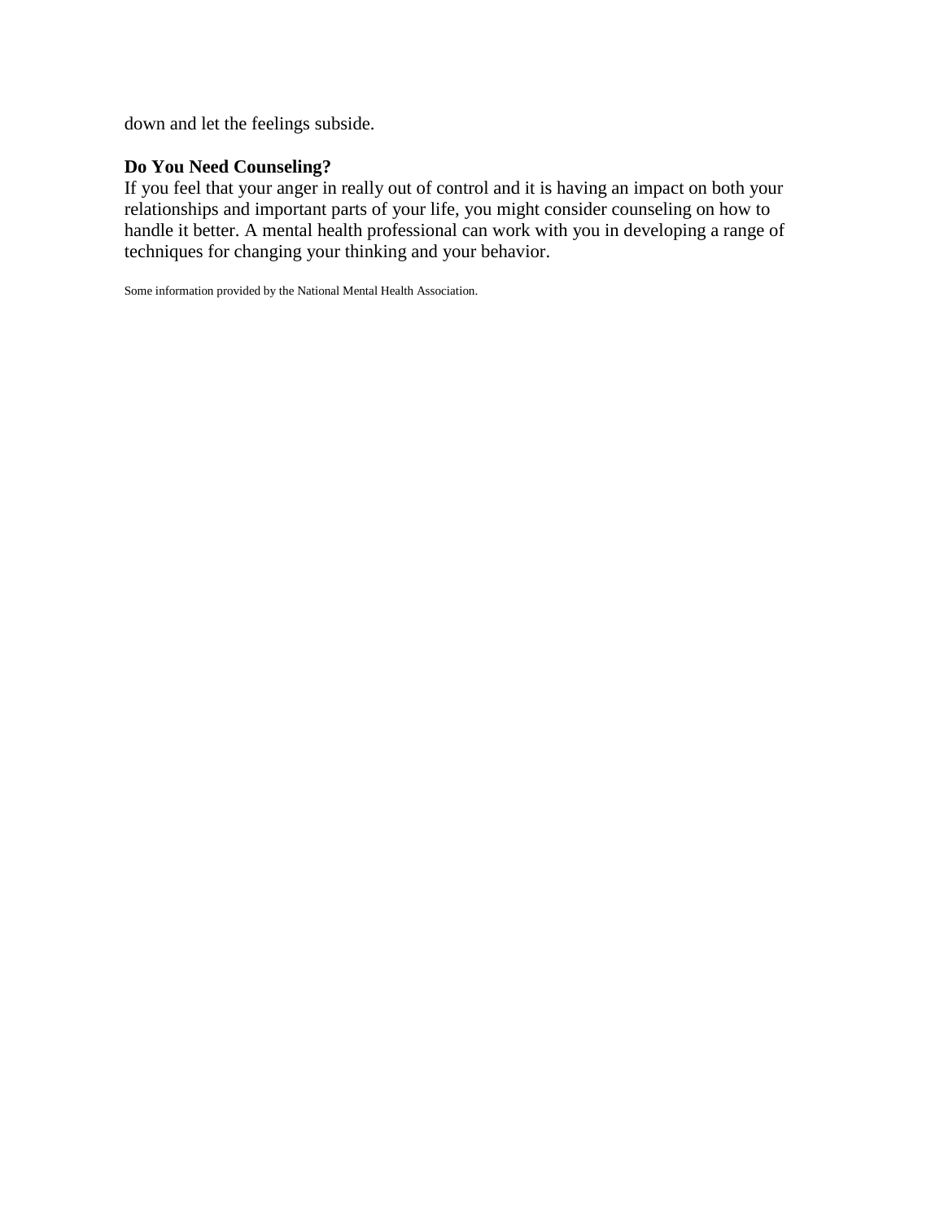down and let the feelings subside.

**Do You Need Counseling?**

If you feel that your anger in really out of control and it is having an impact on both your relationships and important parts of your life, you might consider counseling on how to handle it better. A mental health professional can work with you in developing a range of techniques for changing your thinking and your behavior.

Some information provided by the National Mental Health Association.